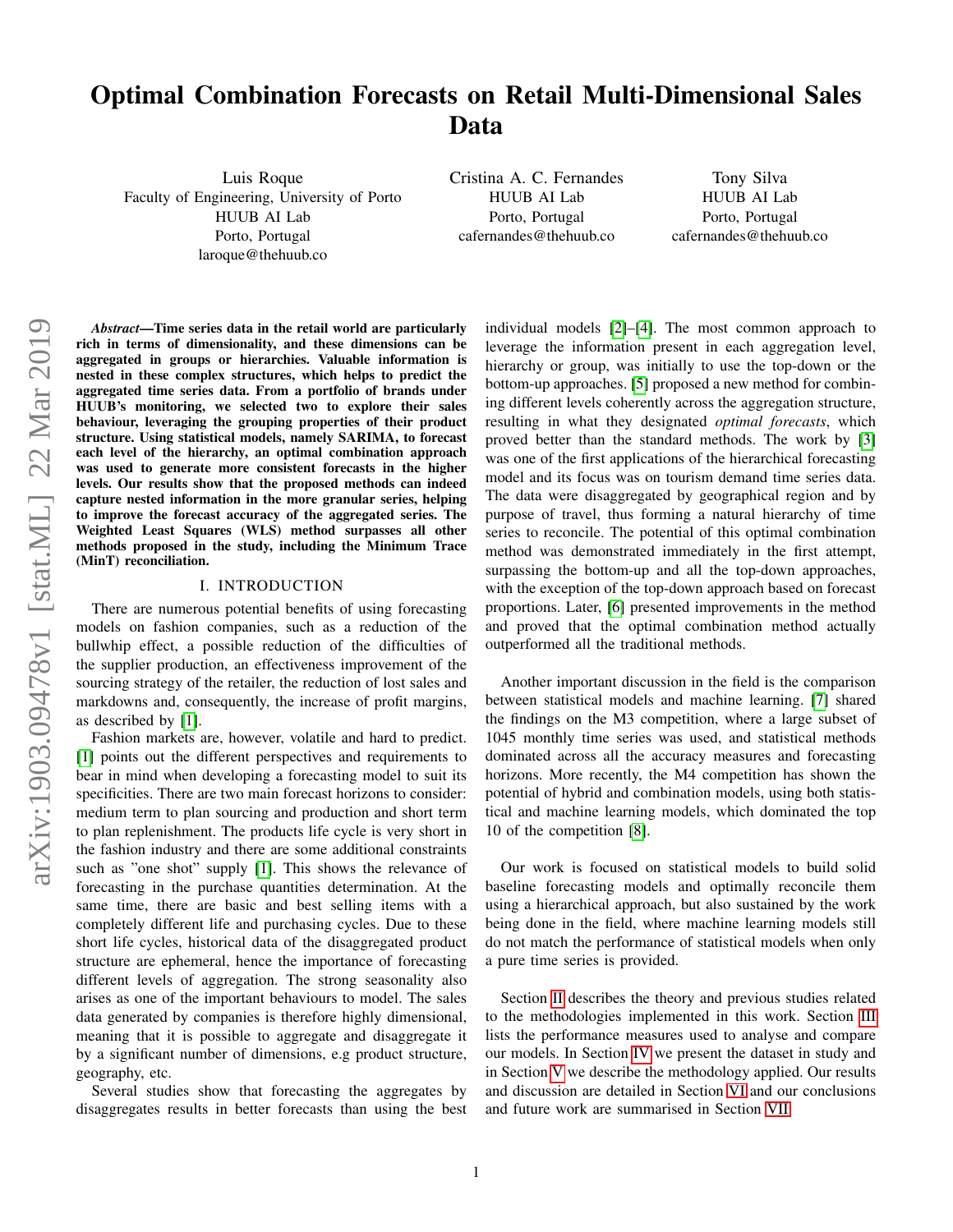# Optimal Combination Forecasts on Retail Multi-Dimensional Sales Data

Luis Roque
Faculty of Engineering, University of Porto
HUUB AI Lab
Porto, Portugal
laroque@thehuub.co

Cristina A. C. Fernandes
HUUB AI Lab
Porto, Portugal
cafernandes@thehuub.co

Tony Silva
HUUB AI Lab
Porto, Portugal
tony@thehuub.co

***Abstract*—Time series data in the retail world are particularly rich in terms of dimensionality, and these dimensions can be aggregated in groups or hierarchies. Valuable information is nested in these complex structures, which helps to predict the aggregated time series data. From a portfolio of brands under HUUB's monitoring, we selected two to explore their sales behaviour, leveraging the grouping properties of their product structure. Using statistical models, namely SARIMA, to forecast each level of the hierarchy, an optimal combination approach was used to generate more consistent forecasts in the higher levels. Our results show that the proposed methods can indeed capture nested information in the more granular series, helping to improve the forecast accuracy of the aggregated series. The Weighted Least Squares (WLS) method surpasses all other methods proposed in the study, including the Minimum Trace (MinT) reconciliation.**

## I. INTRODUCTION

There are numerous potential benefits of using forecasting models on fashion companies, such as a reduction of the bullwhip effect, a possible reduction of the difficulties of the supplier production, an effectiveness improvement of the sourcing strategy of the retailer, the reduction of lost sales and markdowns and, consequently, the increase of profit margins, as described by [1].

Fashion markets are, however, volatile and hard to predict. [1] points out the different perspectives and requirements to bear in mind when developing a forecasting model to suit its specificities. There are two main forecast horizons to consider: medium term to plan sourcing and production and short term to plan replenishment. The products life cycle is very short in the fashion industry and there are some additional constraints such as "one shot" supply [1]. This shows the relevance of forecasting in the purchase quantities determination. At the same time, there are basic and best selling items with a completely different life and purchasing cycles. Due to these short life cycles, historical data of the disaggregated product structure are ephemeral, hence the importance of forecasting different levels of aggregation. The strong seasonality also arises as one of the important behaviours to model. The sales data generated by companies is therefore highly dimensional, meaning that it is possible to aggregate and disaggregate it by a significant number of dimensions, e.g product structure, geography, etc.

Several studies show that forecasting the aggregates by disaggregates results in better forecasts than using the best individual models [2]–[4]. The most common approach to leverage the information present in each aggregation level, hierarchy or group, was initially to use the top-down or the bottom-up approaches. [5] proposed a new method for combining different levels coherently across the aggregation structure, resulting in what they designated *optimal forecasts*, which proved better than the standard methods. The work by [3] was one of the first applications of the hierarchical forecasting model and its focus was on tourism demand time series data. The data were disaggregated by geographical region and by purpose of travel, thus forming a natural hierarchy of time series to reconcile. The potential of this optimal combination method was demonstrated immediately in the first attempt, surpassing the bottom-up and all the top-down approaches, with the exception of the top-down approach based on forecast proportions. Later, [6] presented improvements in the method and proved that the optimal combination method actually outperformed all the traditional methods.

Another important discussion in the field is the comparison between statistical models and machine learning. [7] shared the findings on the M3 competition, where a large subset of 1045 monthly time series was used, and statistical methods dominated across all the accuracy measures and forecasting horizons. More recently, the M4 competition has shown the potential of hybrid and combination models, using both statistical and machine learning models, which dominated the top 10 of the competition [8].

Our work is focused on statistical models to build solid baseline forecasting models and optimally reconcile them using a hierarchical approach, but also sustained by the work being done in the field, where machine learning models still do not match the performance of statistical models when only a pure time series is provided.

Section II describes the theory and previous studies related to the methodologies implemented in this work. Section III lists the performance measures used to analyse and compare our models. In Section IV we present the dataset in study and in Section V we describe the methodology applied. Our results and discussion are detailed in Section VI and our conclusions and future work are summarised in Section VII.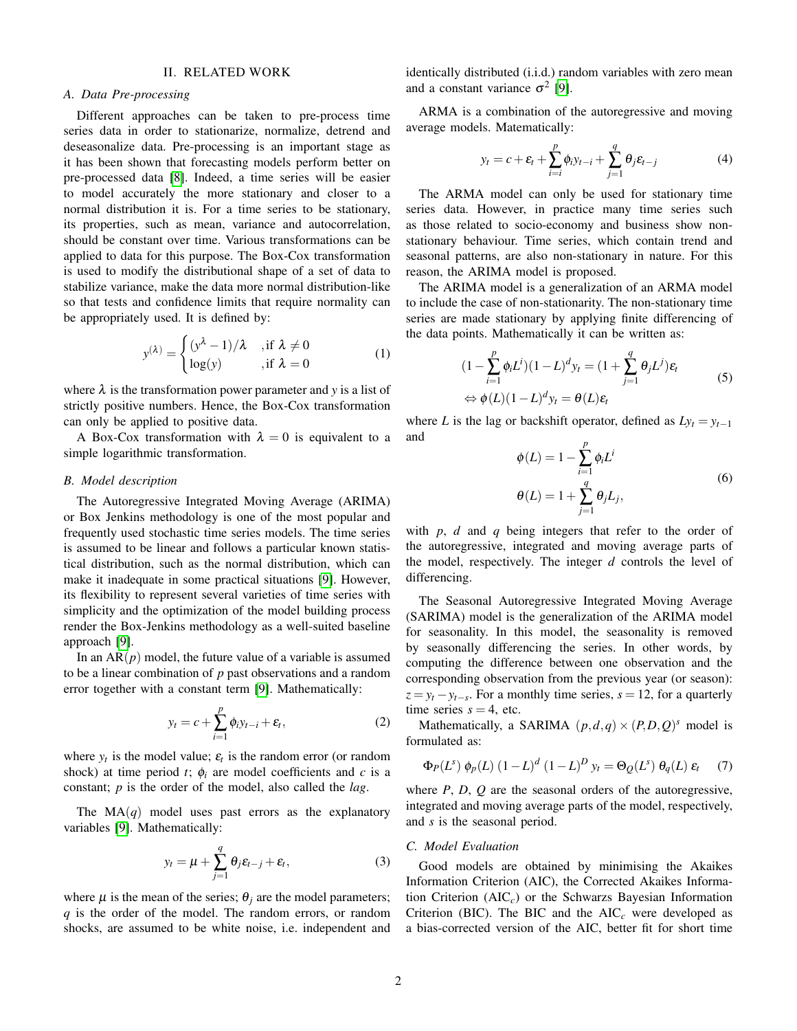## II. RELATED WORK

### A. Data Pre-processing

Different approaches can be taken to pre-process time series data in order to stationarize, normalize, detrend and deseasonalize data. Pre-processing is an important stage as it has been shown that forecasting models perform better on pre-processed data [8]. Indeed, a time series will be easier to model accurately the more stationary and closer to a normal distribution it is. For a time series to be stationary, its properties, such as mean, variance and autocorrelation, should be constant over time. Various transformations can be applied to data for this purpose. The Box-Cox transformation is used to modify the distributional shape of a set of data to stabilize variance, make the data more normal distribution-like so that tests and confidence limits that require normality can be appropriately used. It is defined by:

$$y^{(\lambda)} = \begin{cases} (y^{\lambda} - 1)/\lambda & \text{,if } \lambda \neq 0 \\ \log(y) & \text{,if } \lambda = 0 \end{cases} \tag{1}$$

where $\lambda$ is the transformation power parameter and $y$ is a list of strictly positive numbers. Hence, the Box-Cox transformation can only be applied to positive data.

A Box-Cox transformation with $\lambda = 0$ is equivalent to a simple logarithmic transformation.

### B. Model description

The Autoregressive Integrated Moving Average (ARIMA) or Box Jenkins methodology is one of the most popular and frequently used stochastic time series models. The time series is assumed to be linear and follows a particular known statistical distribution, such as the normal distribution, which can make it inadequate in some practical situations [9]. However, its flexibility to represent several varieties of time series with simplicity and the optimization of the model building process render the Box-Jenkins methodology as a well-suited baseline approach [9].

In an AR($p$) model, the future value of a variable is assumed to be a linear combination of $p$ past observations and a random error together with a constant term [9]. Mathematically:

$$y_t = c + \sum_{i=1}^{p} \phi_i y_{t-i} + \varepsilon_t, \tag{2}$$

where $y_t$ is the model value; $\varepsilon_t$ is the random error (or random shock) at time period $t$; $\phi_i$ are model coefficients and $c$ is a constant; $p$ is the order of the model, also called the *lag*.

The MA($q$) model uses past errors as the explanatory variables [9]. Mathematically:

$$y_t = \mu + \sum_{j=1}^{q} \theta_j \varepsilon_{t-j} + \varepsilon_t, \tag{3}$$

where $\mu$ is the mean of the series; $\theta_j$ are the model parameters; $q$ is the order of the model. The random errors, or random shocks, are assumed to be white noise, i.e. independent and identically distributed (i.i.d.) random variables with zero mean and a constant variance $\sigma^2$ [9].

ARMA is a combination of the autoregressive and moving average models. Matematically:

$$y_t = c + \varepsilon_t + \sum_{i=i}^{p} \phi_i y_{t-i} + \sum_{j=1}^{q} \theta_j \varepsilon_{t-j} \tag{4}$$

The ARMA model can only be used for stationary time series data. However, in practice many time series such as those related to socio-economy and business show non-stationary behaviour. Time series, which contain trend and seasonal patterns, are also non-stationary in nature. For this reason, the ARIMA model is proposed.

The ARIMA model is a generalization of an ARMA model to include the case of non-stationarity. The non-stationary time series are made stationary by applying finite differencing of the data points. Mathematically it can be written as:

$$\begin{aligned} (1 - \sum_{i=1}^{p} \phi_i L^i)(1-L)^d y_t &= (1 + \sum_{j=1}^{q} \theta_j L^j)\varepsilon_t \\ \Leftrightarrow \phi(L)(1-L)^d y_t &= \theta(L)\varepsilon_t \end{aligned} \tag{5}$$

where $L$ is the lag or backshift operator, defined as $Ly_t = y_{t-1}$ and

$$\begin{aligned} \phi(L) &= 1 - \sum_{i=1}^{p} \phi_i L^i \\ \theta(L) &= 1 + \sum_{j=1}^{q} \theta_j L_j, \end{aligned} \tag{6}$$

with $p$, $d$ and $q$ being integers that refer to the order of the autoregressive, integrated and moving average parts of the model, respectively. The integer $d$ controls the level of differencing.

The Seasonal Autoregressive Integrated Moving Average (SARIMA) model is the generalization of the ARIMA model for seasonality. In this model, the seasonality is removed by seasonally differencing the series. In other words, by computing the difference between one observation and the corresponding observation from the previous year (or season): $z = y_t - y_{t-s}$. For a monthly time series, $s = 12$, for a quarterly time series $s = 4$, etc.

Mathematically, a SARIMA $(p,d,q) \times (P,D,Q)^s$ model is formulated as:

$$\Phi_P(L^s)\ \phi_p(L)\ (1-L)^d\ (1-L)^D\ y_t = \Theta_Q(L^s)\ \theta_q(L)\ \varepsilon_t \tag{7}$$

where $P$, $D$, $Q$ are the seasonal orders of the autoregressive, integrated and moving average parts of the model, respectively, and $s$ is the seasonal period.

### C. Model Evaluation

Good models are obtained by minimising the Akaikes Information Criterion (AIC), the Corrected Akaikes Information Criterion (AIC$_c$) or the Schwarzs Bayesian Information Criterion (BIC). The BIC and the AIC$_c$ were developed as a bias-corrected version of the AIC, better fit for short time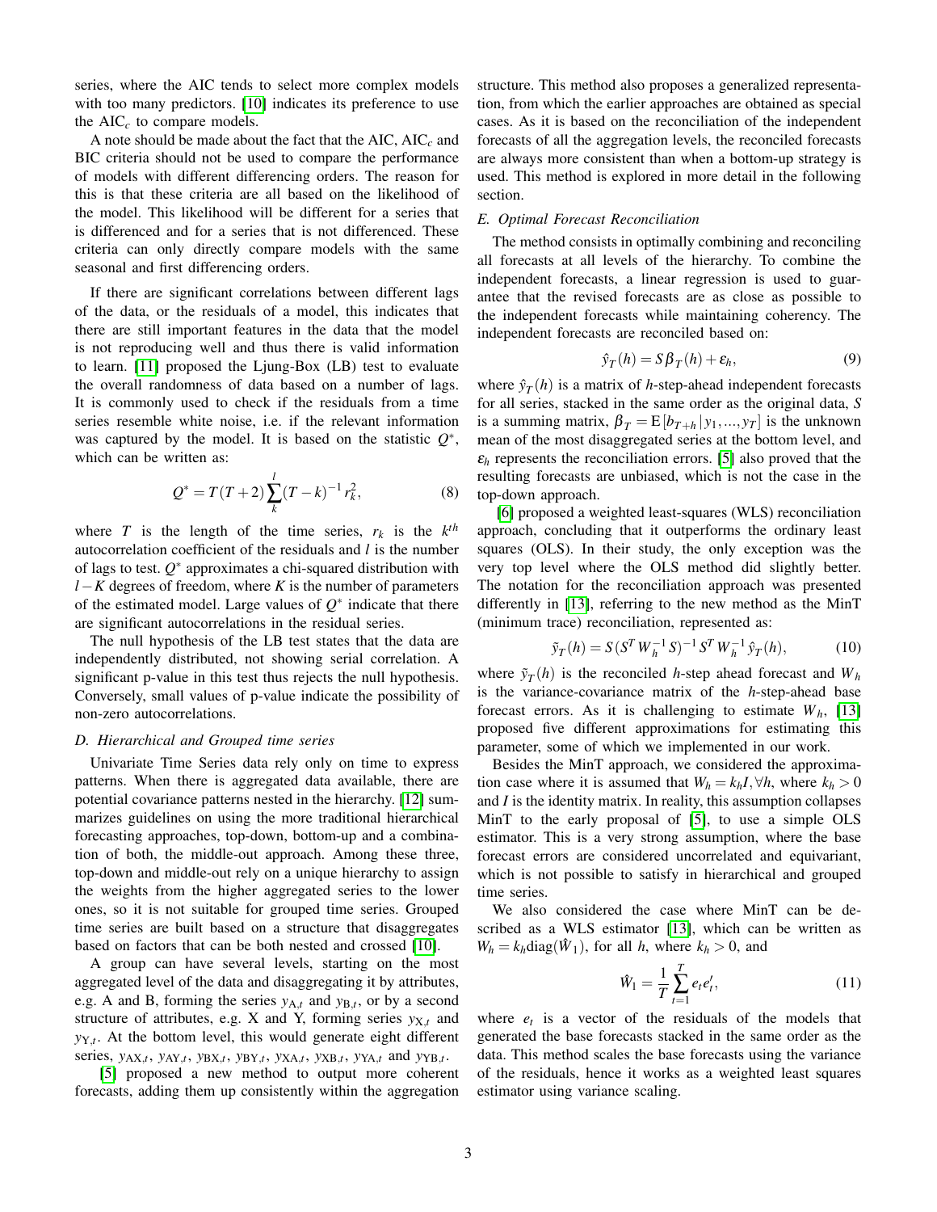series, where the AIC tends to select more complex models with too many predictors. [10] indicates its preference to use the AIC$_c$ to compare models.

A note should be made about the fact that the AIC, AIC$_c$ and BIC criteria should not be used to compare the performance of models with different differencing orders. The reason for this is that these criteria are all based on the likelihood of the model. This likelihood will be different for a series that is differenced and for a series that is not differenced. These criteria can only directly compare models with the same seasonal and first differencing orders.

If there are significant correlations between different lags of the data, or the residuals of a model, this indicates that there are still important features in the data that the model is not reproducing well and thus there is valid information to learn. [11] proposed the Ljung-Box (LB) test to evaluate the overall randomness of data based on a number of lags. It is commonly used to check if the residuals from a time series resemble white noise, i.e. if the relevant information was captured by the model. It is based on the statistic $Q^*$, which can be written as:

$$Q^* = T(T+2)\sum_{k}^{l}(T-k)^{-1} r_k^2, \tag{8}$$

where $T$ is the length of the time series, $r_k$ is the $k^{th}$ autocorrelation coefficient of the residuals and $l$ is the number of lags to test. $Q^*$ approximates a chi-squared distribution with $l-K$ degrees of freedom, where $K$ is the number of parameters of the estimated model. Large values of $Q^*$ indicate that there are significant autocorrelations in the residual series.

The null hypothesis of the LB test states that the data are independently distributed, not showing serial correlation. A significant p-value in this test thus rejects the null hypothesis. Conversely, small values of p-value indicate the possibility of non-zero autocorrelations.

### D. Hierarchical and Grouped time series

Univariate Time Series data rely only on time to express patterns. When there is aggregated data available, there are potential covariance patterns nested in the hierarchy. [12] summarizes guidelines on using the more traditional hierarchical forecasting approaches, top-down, bottom-up and a combination of both, the middle-out approach. Among these three, top-down and middle-out rely on a unique hierarchy to assign the weights from the higher aggregated series to the lower ones, so it is not suitable for grouped time series. Grouped time series are built based on a structure that disaggregates based on factors that can be both nested and crossed [10].

A group can have several levels, starting on the most aggregated level of the data and disaggregating it by attributes, e.g. A and B, forming the series $y_{\mathrm{A},t}$ and $y_{\mathrm{B},t}$, or by a second structure of attributes, e.g. X and Y, forming series $y_{\mathrm{X},t}$ and $y_{\mathrm{Y},t}$. At the bottom level, this would generate eight different series, $y_{\mathrm{AX},t}$, $y_{\mathrm{AY},t}$, $y_{\mathrm{BX},t}$, $y_{\mathrm{BY},t}$, $y_{\mathrm{XA},t}$, $y_{\mathrm{XB},t}$, $y_{\mathrm{YA},t}$ and $y_{\mathrm{YB},t}$.

[5] proposed a new method to output more coherent forecasts, adding them up consistently within the aggregation structure. This method also proposes a generalized representation, from which the earlier approaches are obtained as special cases. As it is based on the reconciliation of the independent forecasts of all the aggregation levels, the reconciled forecasts are always more consistent than when a bottom-up strategy is used. This method is explored in more detail in the following section.

### E. Optimal Forecast Reconciliation

The method consists in optimally combining and reconciling all forecasts at all levels of the hierarchy. To combine the independent forecasts, a linear regression is used to guarantee that the revised forecasts are as close as possible to the independent forecasts while maintaining coherency. The independent forecasts are reconciled based on:

$$\hat{y}_T(h) = S\beta_T(h) + \varepsilon_h, \tag{9}$$

where $\hat{y}_T(h)$ is a matrix of $h$-step-ahead independent forecasts for all series, stacked in the same order as the original data, $S$ is a summing matrix, $\beta_T = \mathrm{E}[b_{T+h}|y_1,...,y_T]$ is the unknown mean of the most disaggregated series at the bottom level, and $\varepsilon_h$ represents the reconciliation errors. [5] also proved that the resulting forecasts are unbiased, which is not the case in the top-down approach.

[6] proposed a weighted least-squares (WLS) reconciliation approach, concluding that it outperforms the ordinary least squares (OLS). In their study, the only exception was the very top level where the OLS method did slightly better. The notation for the reconciliation approach was presented differently in [13], referring to the new method as the MinT (minimum trace) reconciliation, represented as:

$$\tilde{y}_T(h) = S(S^T W_h^{-1} S)^{-1} S^T W_h^{-1} \hat{y}_T(h), \tag{10}$$

where $\tilde{y}_T(h)$ is the reconciled $h$-step ahead forecast and $W_h$ is the variance-covariance matrix of the $h$-step-ahead base forecast errors. As it is challenging to estimate $W_h$, [13] proposed five different approximations for estimating this parameter, some of which we implemented in our work.

Besides the MinT approach, we considered the approximation case where it is assumed that $W_h = k_h I, \forall h$, where $k_h > 0$ and $I$ is the identity matrix. In reality, this assumption collapses MinT to the early proposal of [5], to use a simple OLS estimator. This is a very strong assumption, where the base forecast errors are considered uncorrelated and equivariant, which is not possible to satisfy in hierarchical and grouped time series.

We also considered the case where MinT can be described as a WLS estimator [13], which can be written as $W_h = k_h \mathrm{diag}(\hat{W}_1)$, for all $h$, where $k_h > 0$, and

$$\hat{W}_1 = \frac{1}{T}\sum_{t=1}^{T} e_t e_t', \tag{11}$$

where $e_t$ is a vector of the residuals of the models that generated the base forecasts stacked in the same order as the data. This method scales the base forecasts using the variance of the residuals, hence it works as a weighted least squares estimator using variance scaling.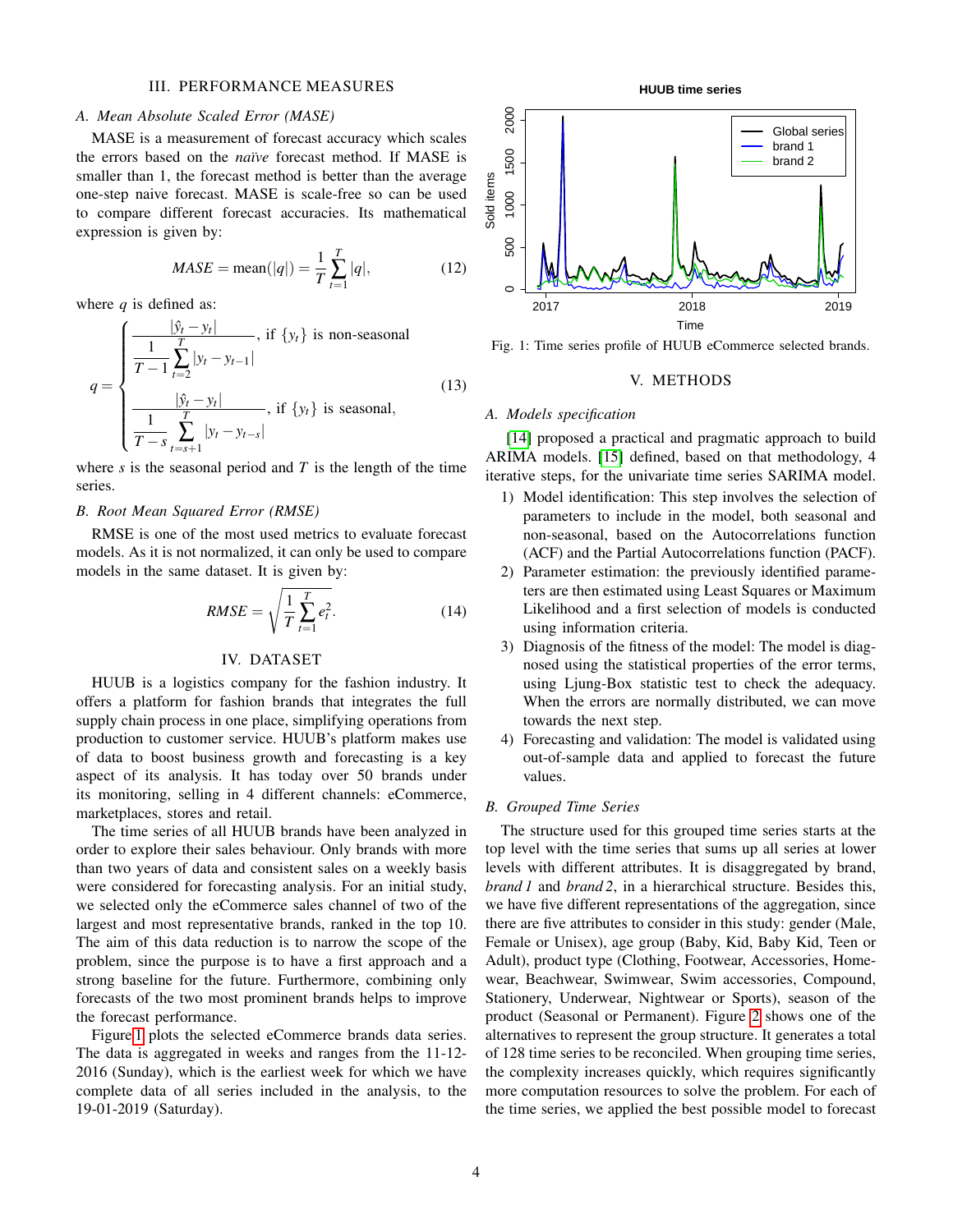## III. PERFORMANCE MEASURES

### A. Mean Absolute Scaled Error (MASE)

MASE is a measurement of forecast accuracy which scales the errors based on the *naïve* forecast method. If MASE is smaller than 1, the forecast method is better than the average one-step naive forecast. MASE is scale-free so can be used to compare different forecast accuracies. Its mathematical expression is given by:

$$MASE = \text{mean}(|q|) = \frac{1}{T}\sum_{t=1}^{T}|q|, \tag{12}$$

where $q$ is defined as:

$$q = \begin{cases} \dfrac{|\hat{y}_t - y_t|}{\dfrac{1}{T-1}\displaystyle\sum_{t=2}^{T}|y_t - y_{t-1}|}, & \text{if } \{y_t\} \text{ is non-seasonal} \\ \dfrac{|\hat{y}_t - y_t|}{\dfrac{1}{T-s}\displaystyle\sum_{t=s+1}^{T}|y_t - y_{t-s}|}, & \text{if } \{y_t\} \text{ is seasonal,} \end{cases} \tag{13}$$

where $s$ is the seasonal period and $T$ is the length of the time series.

### B. Root Mean Squared Error (RMSE)

RMSE is one of the most used metrics to evaluate forecast models. As it is not normalized, it can only be used to compare models in the same dataset. It is given by:

$$RMSE = \sqrt{\frac{1}{T}\sum_{t=1}^{T}e_t^2}. \tag{14}$$

## IV. DATASET

HUUB is a logistics company for the fashion industry. It offers a platform for fashion brands that integrates the full supply chain process in one place, simplifying operations from production to customer service. HUUB's platform makes use of data to boost business growth and forecasting is a key aspect of its analysis. It has today over 50 brands under its monitoring, selling in 4 different channels: eCommerce, marketplaces, stores and retail.

The time series of all HUUB brands have been analyzed in order to explore their sales behaviour. Only brands with more than two years of data and consistent sales on a weekly basis were considered for forecasting analysis. For an initial study, we selected only the eCommerce sales channel of two of the largest and most representative brands, ranked in the top 10. The aim of this data reduction is to narrow the scope of the problem, since the purpose is to have a first approach and a strong baseline for the future. Furthermore, combining only forecasts of the two most prominent brands helps to improve the forecast performance.

Figure 1 plots the selected eCommerce brands data series. The data is aggregated in weeks and ranges from the 11-12-2016 (Sunday), which is the earliest week for which we have complete data of all series included in the analysis, to the 19-01-2019 (Saturday).

Fig. 1: Time series profile of HUUB eCommerce selected brands.

## V. METHODS

### A. Models specification

[14] proposed a practical and pragmatic approach to build ARIMA models. [15] defined, based on that methodology, 4 iterative steps, for the univariate time series SARIMA model.

1) Model identification: This step involves the selection of parameters to include in the model, both seasonal and non-seasonal, based on the Autocorrelations function (ACF) and the Partial Autocorrelations function (PACF).
2) Parameter estimation: the previously identified parameters are then estimated using Least Squares or Maximum Likelihood and a first selection of models is conducted using information criteria.
3) Diagnosis of the fitness of the model: The model is diagnosed using the statistical properties of the error terms, using Ljung-Box statistic test to check the adequacy. When the errors are normally distributed, we can move towards the next step.
4) Forecasting and validation: The model is validated using out-of-sample data and applied to forecast the future values.

### B. Grouped Time Series

The structure used for this grouped time series starts at the top level with the time series that sums up all series at lower levels with different attributes. It is disaggregated by brand, *brand 1* and *brand 2*, in a hierarchical structure. Besides this, we have five different representations of the aggregation, since there are five attributes to consider in this study: gender (Male, Female or Unisex), age group (Baby, Kid, Baby Kid, Teen or Adult), product type (Clothing, Footwear, Accessories, Homewear, Beachwear, Swimwear, Swim accessories, Compound, Stationery, Underwear, Nightwear or Sports), season of the product (Seasonal or Permanent). Figure 2 shows one of the alternatives to represent the group structure. It generates a total of 128 time series to be reconciled. When grouping time series, the complexity increases quickly, which requires significantly more computation resources to solve the problem. For each of the time series, we applied the best possible model to forecast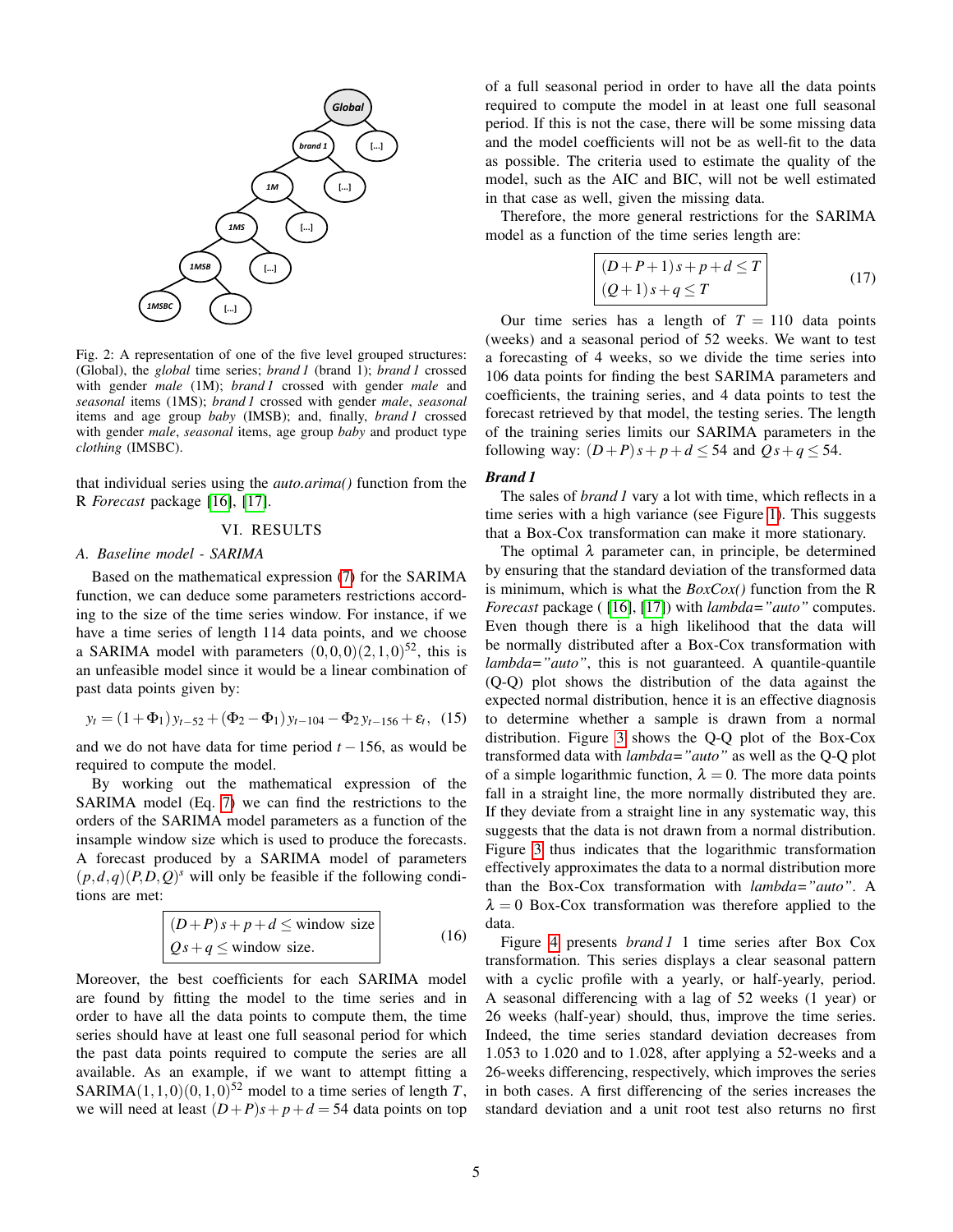Fig. 2: A representation of one of the five level grouped structures: (Global), the *global* time series; *brand 1* (brand 1); *brand 1* crossed with gender *male* (1M); *brand 1* crossed with gender *male* and *seasonal* items (1MS); *brand 1* crossed with gender *male*, *seasonal* items and age group *baby* (IMSB); and, finally, *brand 1* crossed with gender *male*, *seasonal* items, age group *baby* and product type *clothing* (IMSBC).

that individual series using the *auto.arima()* function from the R *Forecast* package [16], [17].

## VI. RESULTS

### A. Baseline model - SARIMA

Based on the mathematical expression (7) for the SARIMA function, we can deduce some parameters restrictions according to the size of the time series window. For instance, if we have a time series of length 114 data points, and we choose a SARIMA model with parameters $(0,0,0)(2,1,0)^{52}$, this is an unfeasible model since it would be a linear combination of past data points given by:

$$y_t = (1+\Phi_1)\,y_{t-52} + (\Phi_2 - \Phi_1)\,y_{t-104} - \Phi_2\,y_{t-156} + \varepsilon_t, \quad (15)$$

and we do not have data for time period $t-156$, as would be required to compute the model.

By working out the mathematical expression of the SARIMA model (Eq. 7) we can find the restrictions to the orders of the SARIMA model parameters as a function of the insample window size which is used to produce the forecasts. A forecast produced by a SARIMA model of parameters $(p,d,q)(P,D,Q)^s$ will only be feasible if the following conditions are met:

$$\begin{array}{|l|}\hline (D+P)\,s+p+d \leq \text{window size} \\ Q\,s+q \leq \text{window size.} \\ \hline \end{array} \quad (16)$$

Moreover, the best coefficients for each SARIMA model are found by fitting the model to the time series and in order to have all the data points to compute them, the time series should have at least one full seasonal period for which the past data points required to compute the series are all available. As an example, if we want to attempt fitting a $\text{SARIMA}(1,1,0)(0,1,0)^{52}$ model to a time series of length $T$, we will need at least $(D+P)s+p+d = 54$ data points on top of a full seasonal period in order to have all the data points required to compute the model in at least one full seasonal period. If this is not the case, there will be some missing data and the model coefficients will not be as well-fit to the data as possible. The criteria used to estimate the quality of the model, such as the AIC and BIC, will not be well estimated in that case as well, given the missing data.

Therefore, the more general restrictions for the SARIMA model as a function of the time series length are:

$$\begin{array}{|l|}\hline (D+P+1)\,s+p+d \leq T \\ (Q+1)\,s+q \leq T \\ \hline \end{array} \quad (17)$$

Our time series has a length of $T = 110$ data points (weeks) and a seasonal period of 52 weeks. We want to test a forecasting of 4 weeks, so we divide the time series into 106 data points for finding the best SARIMA parameters and coefficients, the training series, and 4 data points to test the forecast retrieved by that model, the testing series. The length of the training series limits our SARIMA parameters in the following way: $(D+P)\,s+p+d \leq 54$ and $Q\,s+q \leq 54$.

***Brand 1***

The sales of *brand 1* vary a lot with time, which reflects in a time series with a high variance (see Figure 1). This suggests that a Box-Cox transformation can make it more stationary.

The optimal $\lambda$ parameter can, in principle, be determined by ensuring that the standard deviation of the transformed data is minimum, which is what the *BoxCox()* function from the R *Forecast* package ( [16], [17]) with *lambda="auto"* computes. Even though there is a high likelihood that the data will be normally distributed after a Box-Cox transformation with *lambda="auto"*, this is not guaranteed. A quantile-quantile (Q-Q) plot shows the distribution of the data against the expected normal distribution, hence it is an effective diagnosis to determine whether a sample is drawn from a normal distribution. Figure 3 shows the Q-Q plot of the Box-Cox transformed data with *lambda="auto"* as well as the Q-Q plot of a simple logarithmic function, $\lambda = 0$. The more data points fall in a straight line, the more normally distributed they are. If they deviate from a straight line in any systematic way, this suggests that the data is not drawn from a normal distribution. Figure 3 thus indicates that the logarithmic transformation effectively approximates the data to a normal distribution more than the Box-Cox transformation with *lambda="auto"*. A $\lambda = 0$ Box-Cox transformation was therefore applied to the data.

Figure 4 presents *brand 1* 1 time series after Box Cox transformation. This series displays a clear seasonal pattern with a cyclic profile with a yearly, or half-yearly, period. A seasonal differencing with a lag of 52 weeks (1 year) or 26 weeks (half-year) should, thus, improve the time series. Indeed, the time series standard deviation decreases from 1.053 to 1.020 and to 1.028, after applying a 52-weeks and a 26-weeks differencing, respectively, which improves the series in both cases. A first differencing of the series increases the standard deviation and a unit root test also returns no first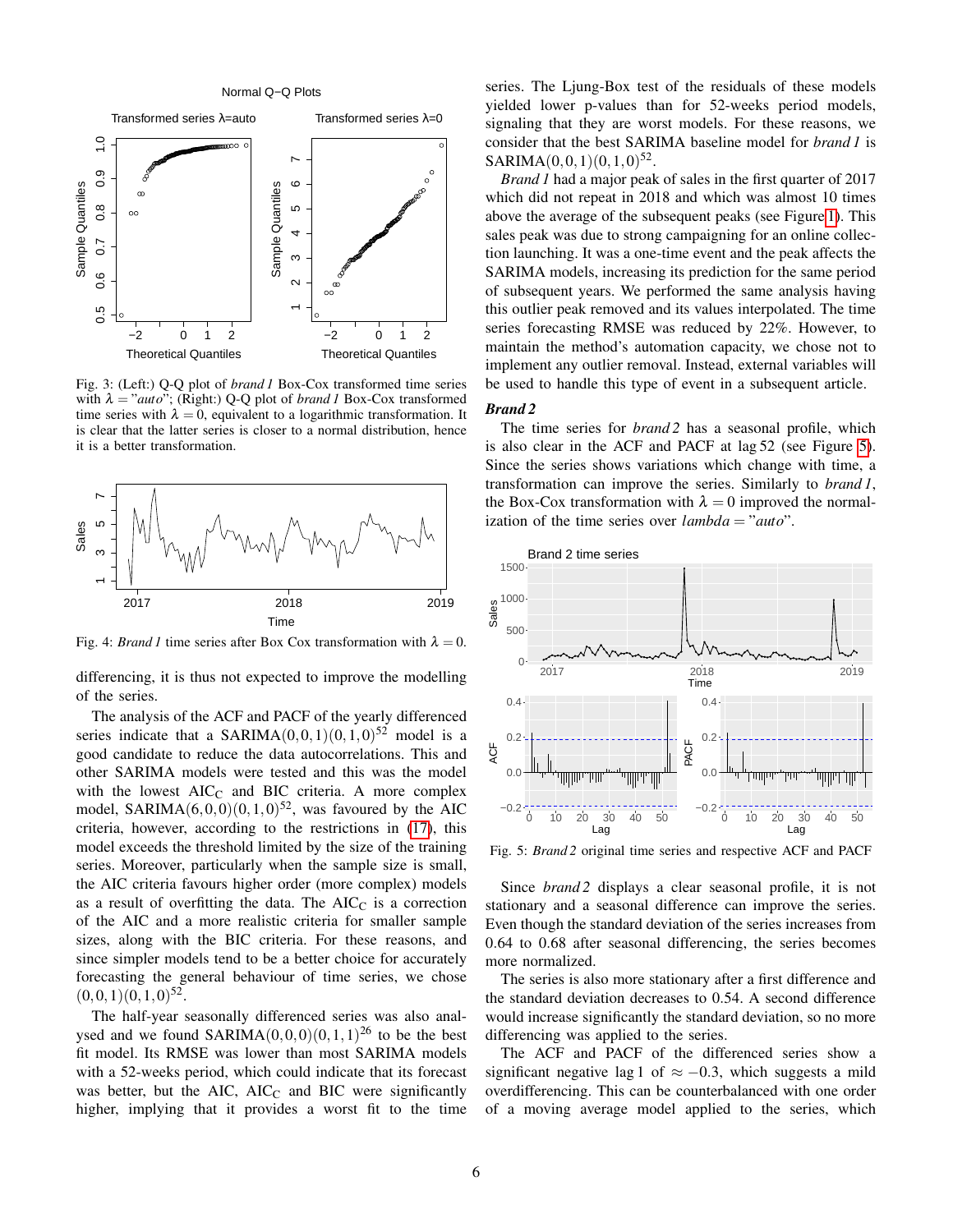Fig. 3: (Left:) Q-Q plot of *brand 1* Box-Cox transformed time series with $\lambda = "auto"$; (Right:) Q-Q plot of *brand 1* Box-Cox transformed time series with $\lambda = 0$, equivalent to a logarithmic transformation. It is clear that the latter series is closer to a normal distribution, hence it is a better transformation.

Fig. 4: *Brand 1* time series after Box Cox transformation with $\lambda = 0$.

differencing, it is thus not expected to improve the modelling of the series.

The analysis of the ACF and PACF of the yearly differenced series indicate that a $\text{SARIMA}(0,0,1)(0,1,0)^{52}$ model is a good candidate to reduce the data autocorrelations. This and other SARIMA models were tested and this was the model with the lowest $\text{AIC}_\text{C}$ and BIC criteria. A more complex model, $\text{SARIMA}(6,0,0)(0,1,0)^{52}$, was favoured by the AIC criteria, however, according to the restrictions in (17), this model exceeds the threshold limited by the size of the training series. Moreover, particularly when the sample size is small, the AIC criteria favours higher order (more complex) models as a result of overfitting the data. The $\text{AIC}_\text{C}$ is a correction of the AIC and a more realistic criteria for smaller sample sizes, along with the BIC criteria. For these reasons, and since simpler models tend to be a better choice for accurately forecasting the general behaviour of time series, we chose $(0,0,1)(0,1,0)^{52}$.

The half-year seasonally differenced series was also analysed and we found $\text{SARIMA}(0,0,0)(0,1,1)^{26}$ to be the best fit model. Its RMSE was lower than most SARIMA models with a 52-weeks period, which could indicate that its forecast was better, but the AIC, $\text{AIC}_\text{C}$ and BIC were significantly higher, implying that it provides a worst fit to the time series. The Ljung-Box test of the residuals of these models yielded lower p-values than for 52-weeks period models, signaling that they are worst models. For these reasons, we consider that the best SARIMA baseline model for *brand 1* is $\text{SARIMA}(0,0,1)(0,1,0)^{52}$.

*Brand 1* had a major peak of sales in the first quarter of 2017 which did not repeat in 2018 and which was almost 10 times above the average of the subsequent peaks (see Figure 1). This sales peak was due to strong campaigning for an online collection launching. It was a one-time event and the peak affects the SARIMA models, increasing its prediction for the same period of subsequent years. We performed the same analysis having this outlier peak removed and its values interpolated. The time series forecasting RMSE was reduced by 22%. However, to maintain the method's automation capacity, we chose not to implement any outlier removal. Instead, external variables will be used to handle this type of event in a subsequent article.

***Brand 2***

The time series for *brand 2* has a seasonal profile, which is also clear in the ACF and PACF at lag 52 (see Figure 5). Since the series shows variations which change with time, a transformation can improve the series. Similarly to *brand 1*, the Box-Cox transformation with $\lambda = 0$ improved the normalization of the time series over $lambda = "auto"$.

Fig. 5: *Brand 2* original time series and respective ACF and PACF

Since *brand 2* displays a clear seasonal profile, it is not stationary and a seasonal difference can improve the series. Even though the standard deviation of the series increases from 0.64 to 0.68 after seasonal differencing, the series becomes more normalized.

The series is also more stationary after a first difference and the standard deviation decreases to 0.54. A second difference would increase significantly the standard deviation, so no more differencing was applied to the series.

The ACF and PACF of the differenced series show a significant negative lag 1 of $\approx -0.3$, which suggests a mild overdifferencing. This can be counterbalanced with one order of a moving average model applied to the series, which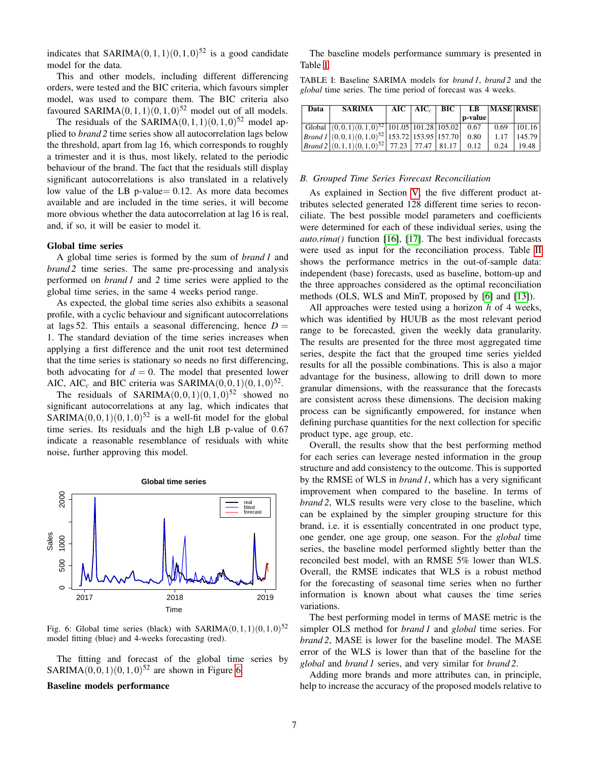indicates that SARIMA$(0,1,1)(0,1,0)^{52}$ is a good candidate model for the data.

This and other models, including different differencing orders, were tested and the BIC criteria, which favours simpler model, was used to compare them. The BIC criteria also favoured SARIMA$(0,1,1)(0,1,0)^{52}$ model out of all models.

The residuals of the SARIMA$(0,1,1)(0,1,0)^{52}$ model applied to *brand 2* time series show all autocorrelation lags below the threshold, apart from lag 16, which corresponds to roughly a trimester and it is thus, most likely, related to the periodic behaviour of the brand. The fact that the residuals still display significant autocorrelations is also translated in a relatively low value of the LB p-value$=0.12$. As more data becomes available and are included in the time series, it will become more obvious whether the data autocorrelation at lag 16 is real, and, if so, it will be easier to model it.

**Global time series**

A global time series is formed by the sum of *brand 1* and *brand 2* time series. The same pre-processing and analysis performed on *brand 1* and *2* time series were applied to the global time series, in the same 4 weeks period range.

As expected, the global time series also exhibits a seasonal profile, with a cyclic behaviour and significant autocorrelations at lags 52. This entails a seasonal differencing, hence $D=1$. The standard deviation of the time series increases when applying a first difference and the unit root test determined that the time series is stationary so needs no first differencing, both advocating for $d=0$. The model that presented lower AIC, AIC$_c$ and BIC criteria was SARIMA$(0,0,1)(0,1,0)^{52}$.

The residuals of SARIMA$(0,0,1)(0,1,0)^{52}$ showed no significant autocorrelations at any lag, which indicates that SARIMA$(0,0,1)(0,1,0)^{52}$ is a well-fit model for the global time series. Its residuals and the high LB p-value of 0.67 indicate a reasonable resemblance of residuals with white noise, further approving this model.

Fig. 6: Global time series (black) with SARIMA$(0,1,1)(0,1,0)^{52}$ model fitting (blue) and 4-weeks forecasting (red).

The fitting and forecast of the global time series by SARIMA$(0,0,1)(0,1,0)^{52}$ are shown in Figure 6.

**Baseline models performance**

The baseline models performance summary is presented in Table I.

TABLE I: Baseline SARIMA models for *brand 1*, *brand 2* and the *global* time series. The time period of forecast was 4 weeks.

| Data | SARIMA | AIC | AIC$_c$ | BIC | LB p-value | MASE | RMSE |
|---|---|---|---|---|---|---|---|
| Global | $(0,0,1)(0,1,0)^{52}$ | 101.05 | 101.28 | 105.02 | 0.67 | 0.69 | 101.16 |
| *Brand 1* | $(0,0,1)(0,1,0)^{52}$ | 153.72 | 153.95 | 157.70 | 0.80 | 1.17 | 145.79 |
| *Brand 2* | $(0,1,1)(0,1,0)^{52}$ | 77.23 | 77.47 | 81.17 | 0.12 | 0.24 | 19.48 |

### B. Grouped Time Series Forecast Reconciliation

As explained in Section V, the five different product attributes selected generated 128 different time series to reconciliate. The best possible model parameters and coefficients were determined for each of these individual series, using the *auto.rima()* function [16], [17]. The best individual forecasts were used as input for the reconciliation process. Table II shows the performance metrics in the out-of-sample data: independent (base) forecasts, used as baseline, bottom-up and the three approaches considered as the optimal reconciliation methods (OLS, WLS and MinT, proposed by [6] and [13]).

All approaches were tested using a horizon $h$ of 4 weeks, which was identified by HUUB as the most relevant period range to be forecasted, given the weekly data granularity. The results are presented for the three most aggregated time series, despite the fact that the grouped time series yielded results for all the possible combinations. This is also a major advantage for the business, allowing to drill down to more granular dimensions, with the reassurance that the forecasts are consistent across these dimensions. The decision making process can be significantly empowered, for instance when defining purchase quantities for the next collection for specific product type, age group, etc.

Overall, the results show that the best performing method for each series can leverage nested information in the group structure and add consistency to the outcome. This is supported by the RMSE of WLS in *brand 1*, which has a very significant improvement when compared to the baseline. In terms of *brand 2*, WLS results were very close to the baseline, which can be explained by the simpler grouping structure for this brand, i.e. it is essentially concentrated in one product type, one gender, one age group, one season. For the *global* time series, the baseline model performed slightly better than the reconciled best model, with an RMSE 5% lower than WLS. Overall, the RMSE indicates that WLS is a robust method for the forecasting of seasonal time series when no further information is known about what causes the time series variations.

The best performing model in terms of MASE metric is the simpler OLS method for *brand 1* and *global* time series. For *brand 2*, MASE is lower for the baseline model. The MASE error of the WLS is lower than that of the baseline for the *global* and *brand 1* series, and very similar for *brand 2*.

Adding more brands and more attributes can, in principle, help to increase the accuracy of the proposed models relative to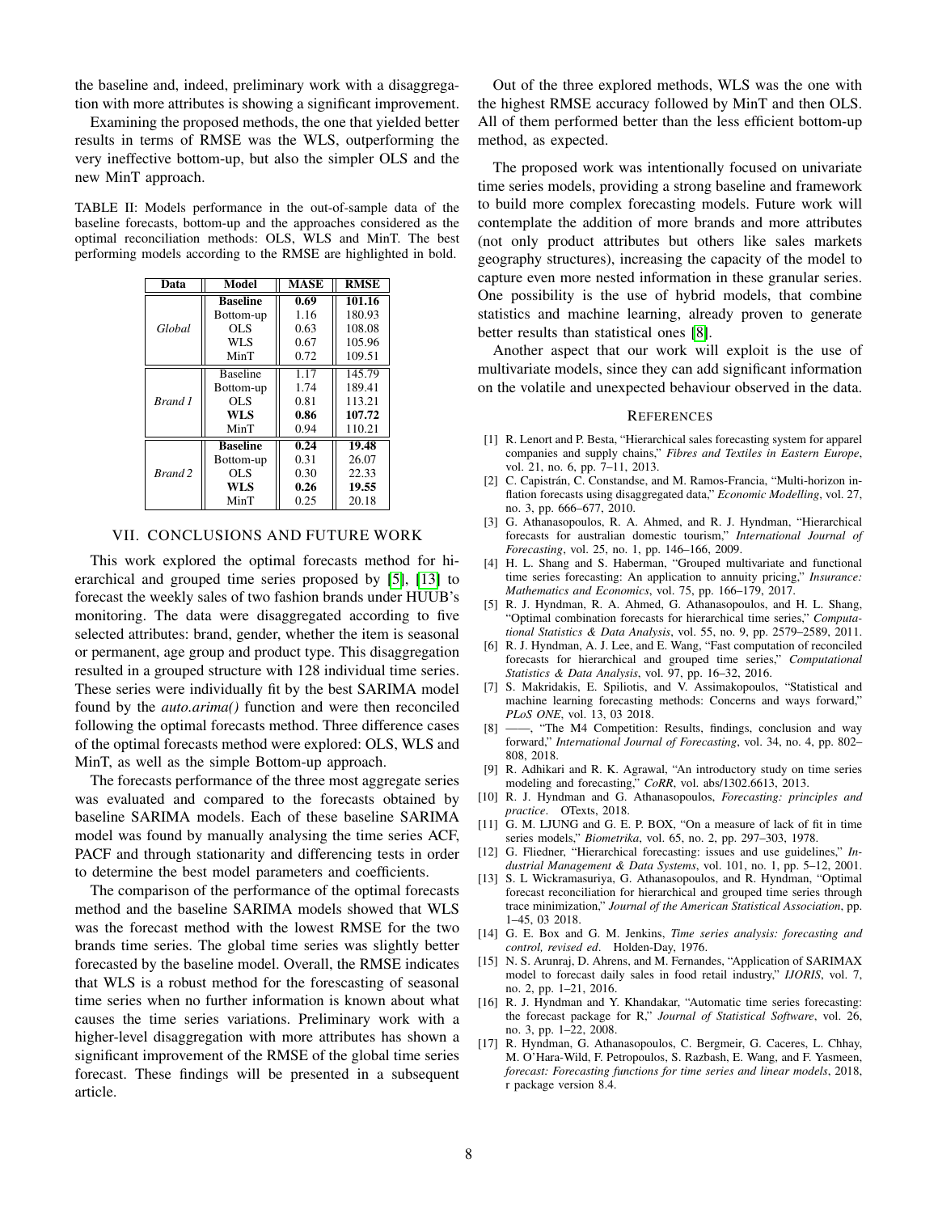the baseline and, indeed, preliminary work with a disaggregation with more attributes is showing a significant improvement.

Examining the proposed methods, the one that yielded better results in terms of RMSE was the WLS, outperforming the very ineffective bottom-up, but also the simpler OLS and the new MinT approach.

TABLE II: Models performance in the out-of-sample data of the baseline forecasts, bottom-up and the approaches considered as the optimal reconciliation methods: OLS, WLS and MinT. The best performing models according to the RMSE are highlighted in bold.

| Data | Model | MASE | RMSE |
|---|---|---|---|
| *Global* | **Baseline** | **0.69** | **101.16** |
| | Bottom-up | 1.16 | 180.93 |
| | OLS | 0.63 | 108.08 |
| | WLS | 0.67 | 105.96 |
| | MinT | 0.72 | 109.51 |
| *Brand 1* | Baseline | 1.17 | 145.79 |
| | Bottom-up | 1.74 | 189.41 |
| | OLS | 0.81 | 113.21 |
| | **WLS** | **0.86** | **107.72** |
| | MinT | 0.94 | 110.21 |
| *Brand 2* | **Baseline** | **0.24** | **19.48** |
| | Bottom-up | 0.31 | 26.07 |
| | OLS | 0.30 | 22.33 |
| | **WLS** | **0.26** | **19.55** |
| | MinT | 0.25 | 20.18 |

## VII. Conclusions and Future Work

This work explored the optimal forecasts method for hierarchical and grouped time series proposed by [5], [13] to forecast the weekly sales of two fashion brands under HUUB's monitoring. The data were disaggregated according to five selected attributes: brand, gender, whether the item is seasonal or permanent, age group and product type. This disaggregation resulted in a grouped structure with 128 individual time series. These series were individually fit by the best SARIMA model found by the *auto.arima()* function and were then reconciled following the optimal forecasts method. Three difference cases of the optimal forecasts method were explored: OLS, WLS and MinT, as well as the simple Bottom-up approach.

The forecasts performance of the three most aggregate series was evaluated and compared to the forecasts obtained by baseline SARIMA models. Each of these baseline SARIMA model was found by manually analysing the time series ACF, PACF and through stationarity and differencing tests in order to determine the best model parameters and coefficients.

The comparison of the performance of the optimal forecasts method and the baseline SARIMA models showed that WLS was the forecast method with the lowest RMSE for the two brands time series. The global time series was slightly better forecasted by the baseline model. Overall, the RMSE indicates that WLS is a robust method for the forescasting of seasonal time series when no further information is known about what causes the time series variations. Preliminary work with a higher-level disaggregation with more attributes has shown a significant improvement of the RMSE of the global time series forecast. These findings will be presented in a subsequent article.

Out of the three explored methods, WLS was the one with the highest RMSE accuracy followed by MinT and then OLS. All of them performed better than the less efficient bottom-up method, as expected.

The proposed work was intentionally focused on univariate time series models, providing a strong baseline and framework to build more complex forecasting models. Future work will contemplate the addition of more brands and more attributes (not only product attributes but others like sales markets geography structures), increasing the capacity of the model to capture even more nested information in these granular series. One possibility is the use of hybrid models, that combine statistics and machine learning, already proven to generate better results than statistical ones [8].

Another aspect that our work will exploit is the use of multivariate models, since they can add significant information on the volatile and unexpected behaviour observed in the data.

## References

[1] R. Lenort and P. Besta, "Hierarchical sales forecasting system for apparel companies and supply chains," *Fibres and Textiles in Eastern Europe*, vol. 21, no. 6, pp. 7–11, 2013.

[2] C. Capistrán, C. Constandse, and M. Ramos-Francia, "Multi-horizon inflation forecasts using disaggregated data," *Economic Modelling*, vol. 27, no. 3, pp. 666–677, 2010.

[3] G. Athanasopoulos, R. A. Ahmed, and R. J. Hyndman, "Hierarchical forecasts for australian domestic tourism," *International Journal of Forecasting*, vol. 25, no. 1, pp. 146–166, 2009.

[4] H. L. Shang and S. Haberman, "Grouped multivariate and functional time series forecasting: An application to annuity pricing," *Insurance: Mathematics and Economics*, vol. 75, pp. 166–179, 2017.

[5] R. J. Hyndman, R. A. Ahmed, G. Athanasopoulos, and H. L. Shang, "Optimal combination forecasts for hierarchical time series," *Computational Statistics & Data Analysis*, vol. 55, no. 9, pp. 2579–2589, 2011.

[6] R. J. Hyndman, A. J. Lee, and E. Wang, "Fast computation of reconciled forecasts for hierarchical and grouped time series," *Computational Statistics & Data Analysis*, vol. 97, pp. 16–32, 2016.

[7] S. Makridakis, E. Spiliotis, and V. Assimakopoulos, "Statistical and machine learning forecasting methods: Concerns and ways forward," *PLoS ONE*, vol. 13, 03 2018.

[8] ——, "The M4 Competition: Results, findings, conclusion and way forward," *International Journal of Forecasting*, vol. 34, no. 4, pp. 802–808, 2018.

[9] R. Adhikari and R. K. Agrawal, "An introductory study on time series modeling and forecasting," *CoRR*, vol. abs/1302.6613, 2013.

[10] R. J. Hyndman and G. Athanasopoulos, *Forecasting: principles and practice*. OTexts, 2018.

[11] G. M. LJUNG and G. E. P. BOX, "On a measure of lack of fit in time series models," *Biometrika*, vol. 65, no. 2, pp. 297–303, 1978.

[12] G. Fliedner, "Hierarchical forecasting: issues and use guidelines," *Industrial Management & Data Systems*, vol. 101, no. 1, pp. 5–12, 2001.

[13] S. L Wickramasuriya, G. Athanasopoulos, and R. Hyndman, "Optimal forecast reconciliation for hierarchical and grouped time series through trace minimization," *Journal of the American Statistical Association*, pp. 1–45, 03 2018.

[14] G. E. Box and G. M. Jenkins, *Time series analysis: forecasting and control, revised ed*. Holden-Day, 1976.

[15] N. S. Arunraj, D. Ahrens, and M. Fernandes, "Application of SARIMAX model to forecast daily sales in food retail industry," *IJORIS*, vol. 7, no. 2, pp. 1–21, 2016.

[16] R. J. Hyndman and Y. Khandakar, "Automatic time series forecasting: the forecast package for R," *Journal of Statistical Software*, vol. 26, no. 3, pp. 1–22, 2008.

[17] R. Hyndman, G. Athanasopoulos, C. Bergmeir, G. Caceres, L. Chhay, M. O'Hara-Wild, F. Petropoulos, S. Razbash, E. Wang, and F. Yasmeen, *forecast: Forecasting functions for time series and linear models*, 2018, r package version 8.4.